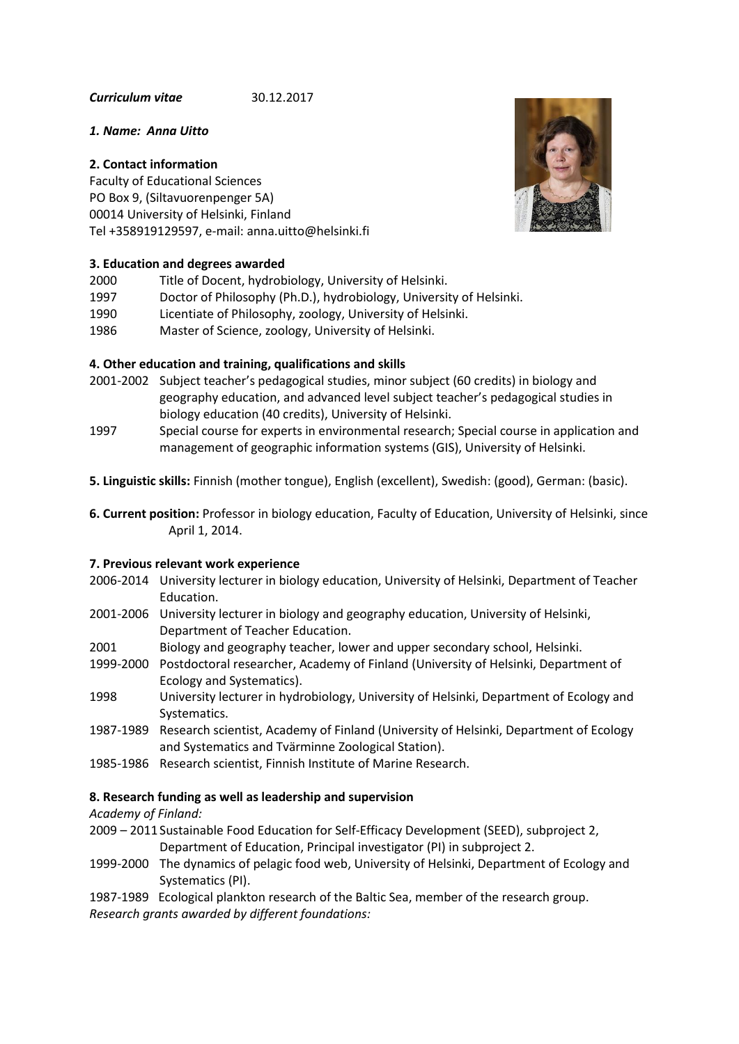***Curriculum vitae*** 30.12.2017

***1. Name: Anna Uitto***

**2. Contact information**

Faculty of Educational Sciences
PO Box 9, (Siltavuorenpenger 5A)
00014 University of Helsinki, Finland
Tel +358919129597, e-mail: anna.uitto@helsinki.fi

**3. Education and degrees awarded**

2000 Title of Docent, hydrobiology, University of Helsinki.
1997 Doctor of Philosophy (Ph.D.), hydrobiology, University of Helsinki.
1990 Licentiate of Philosophy, zoology, University of Helsinki.
1986 Master of Science, zoology, University of Helsinki.

**4. Other education and training, qualifications and skills**

2001-2002 Subject teacher's pedagogical studies, minor subject (60 credits) in biology and geography education, and advanced level subject teacher's pedagogical studies in biology education (40 credits), University of Helsinki.
1997 Special course for experts in environmental research; Special course in application and management of geographic information systems (GIS), University of Helsinki.

**5. Linguistic skills:** Finnish (mother tongue), English (excellent), Swedish: (good), German: (basic).

**6. Current position:** Professor in biology education, Faculty of Education, University of Helsinki, since April 1, 2014.

**7. Previous relevant work experience**

2006-2014 University lecturer in biology education, University of Helsinki, Department of Teacher Education.
2001-2006 University lecturer in biology and geography education, University of Helsinki, Department of Teacher Education.
2001 Biology and geography teacher, lower and upper secondary school, Helsinki.
1999-2000 Postdoctoral researcher, Academy of Finland (University of Helsinki, Department of Ecology and Systematics).
1998 University lecturer in hydrobiology, University of Helsinki, Department of Ecology and Systematics.
1987-1989 Research scientist, Academy of Finland (University of Helsinki, Department of Ecology and Systematics and Tvärminne Zoological Station).
1985-1986 Research scientist, Finnish Institute of Marine Research.

**8. Research funding as well as leadership and supervision**

*Academy of Finland:*

2009 – 2011 Sustainable Food Education for Self-Efficacy Development (SEED), subproject 2, Department of Education, Principal investigator (PI) in subproject 2.
1999-2000 The dynamics of pelagic food web, University of Helsinki, Department of Ecology and Systematics (PI).
1987-1989 Ecological plankton research of the Baltic Sea, member of the research group.

*Research grants awarded by different foundations:*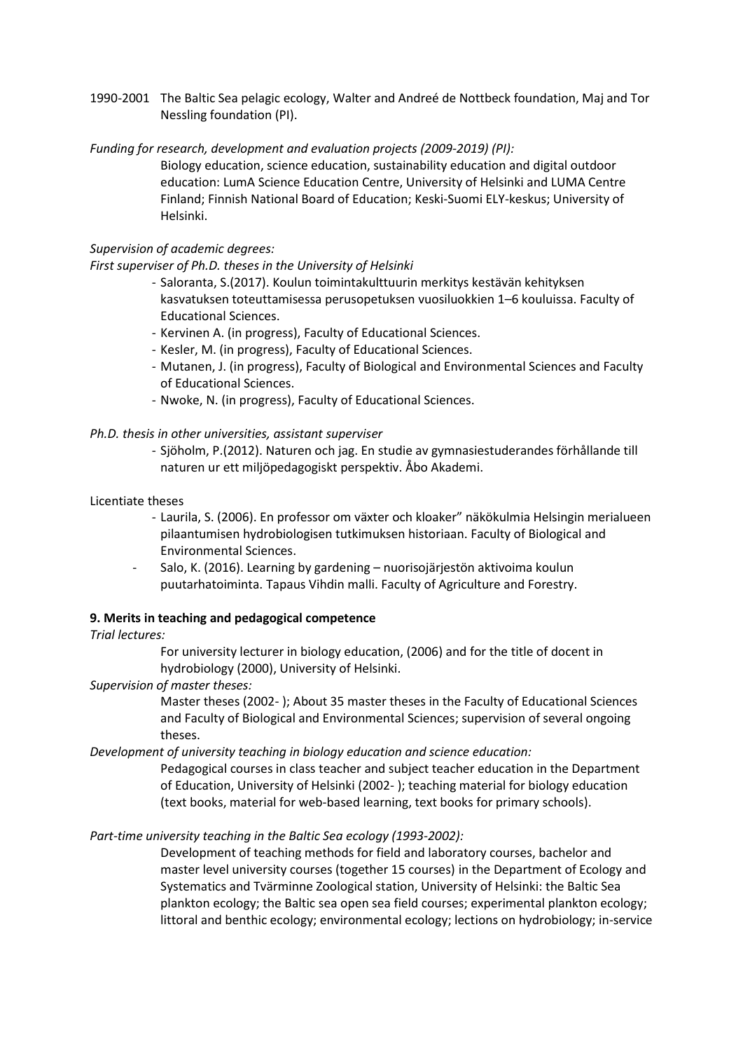1990-2001 The Baltic Sea pelagic ecology, Walter and Andreé de Nottbeck foundation, Maj and Tor Nessling foundation (PI).

*Funding for research, development and evaluation projects (2009-2019) (PI):*

Biology education, science education, sustainability education and digital outdoor education: LumA Science Education Centre, University of Helsinki and LUMA Centre Finland; Finnish National Board of Education; Keski-Suomi ELY-keskus; University of Helsinki.

*Supervision of academic degrees:*

*First superviser of Ph.D. theses in the University of Helsinki*

- Saloranta, S.(2017). Koulun toimintakulttuurin merkitys kestävän kehityksen kasvatuksen toteuttamisessa perusopetuksen vuosiluokkien 1–6 kouluissa. Faculty of Educational Sciences.
- Kervinen A. (in progress), Faculty of Educational Sciences.
- Kesler, M. (in progress), Faculty of Educational Sciences.
- Mutanen, J. (in progress), Faculty of Biological and Environmental Sciences and Faculty of Educational Sciences.
- Nwoke, N. (in progress), Faculty of Educational Sciences.

*Ph.D. thesis in other universities, assistant superviser*

- Sjöholm, P.(2012). Naturen och jag. En studie av gymnasiestuderandes förhållande till naturen ur ett miljöpedagogiskt perspektiv. Åbo Akademi.

Licentiate theses

- Laurila, S. (2006). En professor om växter och kloaker" näkökulmia Helsingin merialueen pilaantumisen hydrobiologisen tutkimuksen historiaan. Faculty of Biological and Environmental Sciences.
- Salo, K. (2016). Learning by gardening – nuorisojärjestön aktivoima koulun puutarhatoiminta. Tapaus Vihdin malli. Faculty of Agriculture and Forestry.

**9. Merits in teaching and pedagogical competence**

*Trial lectures:*

For university lecturer in biology education, (2006) and for the title of docent in hydrobiology (2000), University of Helsinki.

*Supervision of master theses:*

Master theses (2002- ); About 35 master theses in the Faculty of Educational Sciences and Faculty of Biological and Environmental Sciences; supervision of several ongoing theses.

*Development of university teaching in biology education and science education:*

Pedagogical courses in class teacher and subject teacher education in the Department of Education, University of Helsinki (2002- ); teaching material for biology education (text books, material for web-based learning, text books for primary schools).

*Part-time university teaching in the Baltic Sea ecology (1993-2002):*

Development of teaching methods for field and laboratory courses, bachelor and master level university courses (together 15 courses) in the Department of Ecology and Systematics and Tvärminne Zoological station, University of Helsinki: the Baltic Sea plankton ecology; the Baltic sea open sea field courses; experimental plankton ecology; littoral and benthic ecology; environmental ecology; lections on hydrobiology; in-service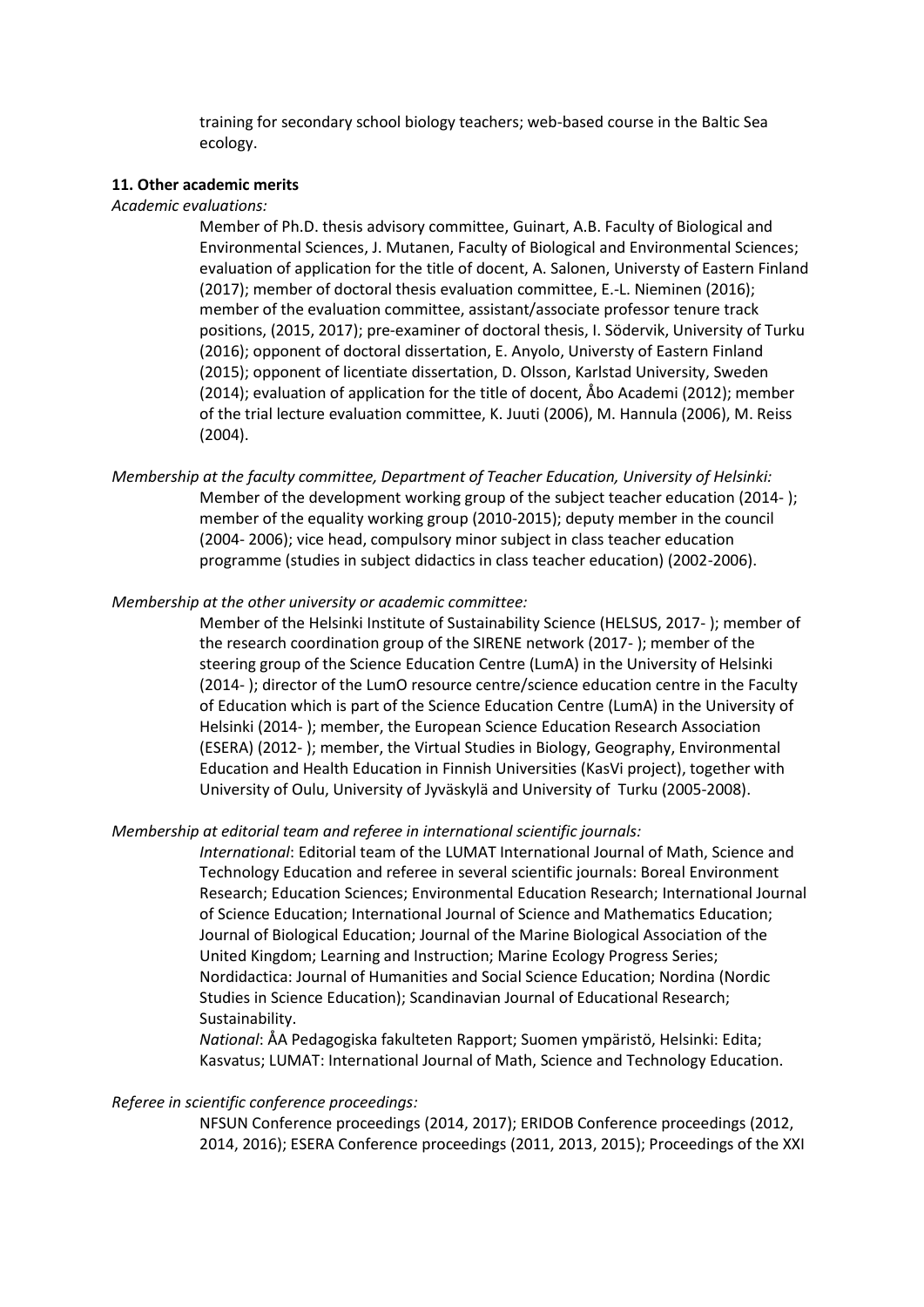training for secondary school biology teachers; web-based course in the Baltic Sea ecology.

**11. Other academic merits**

*Academic evaluations:*

Member of Ph.D. thesis advisory committee, Guinart, A.B. Faculty of Biological and Environmental Sciences, J. Mutanen, Faculty of Biological and Environmental Sciences; evaluation of application for the title of docent, A. Salonen, Universty of Eastern Finland (2017); member of doctoral thesis evaluation committee, E.-L. Nieminen (2016); member of the evaluation committee, assistant/associate professor tenure track positions, (2015, 2017); pre-examiner of doctoral thesis, I. Södervik, University of Turku (2016); opponent of doctoral dissertation, E. Anyolo, Universty of Eastern Finland (2015); opponent of licentiate dissertation, D. Olsson, Karlstad University, Sweden (2014); evaluation of application for the title of docent, Åbo Academi (2012); member of the trial lecture evaluation committee, K. Juuti (2006), M. Hannula (2006), M. Reiss (2004).

*Membership at the faculty committee, Department of Teacher Education, University of Helsinki:*

Member of the development working group of the subject teacher education (2014- ); member of the equality working group (2010-2015); deputy member in the council (2004- 2006); vice head, compulsory minor subject in class teacher education programme (studies in subject didactics in class teacher education) (2002-2006).

*Membership at the other university or academic committee:*

Member of the Helsinki Institute of Sustainability Science (HELSUS, 2017- ); member of the research coordination group of the SIRENE network (2017- ); member of the steering group of the Science Education Centre (LumA) in the University of Helsinki (2014- ); director of the LumO resource centre/science education centre in the Faculty of Education which is part of the Science Education Centre (LumA) in the University of Helsinki (2014- ); member, the European Science Education Research Association (ESERA) (2012- ); member, the Virtual Studies in Biology, Geography, Environmental Education and Health Education in Finnish Universities (KasVi project), together with University of Oulu, University of Jyväskylä and University of Turku (2005-2008).

*Membership at editorial team and referee in international scientific journals:*

*International*: Editorial team of the LUMAT International Journal of Math, Science and Technology Education and referee in several scientific journals: Boreal Environment Research; Education Sciences; Environmental Education Research; International Journal of Science Education; International Journal of Science and Mathematics Education; Journal of Biological Education; Journal of the Marine Biological Association of the United Kingdom; Learning and Instruction; Marine Ecology Progress Series; Nordidactica: Journal of Humanities and Social Science Education; Nordina (Nordic Studies in Science Education); Scandinavian Journal of Educational Research; Sustainability.

*National*: ÅA Pedagogiska fakulteten Rapport; Suomen ympäristö, Helsinki: Edita; Kasvatus; LUMAT: International Journal of Math, Science and Technology Education.

*Referee in scientific conference proceedings:*

NFSUN Conference proceedings (2014, 2017); ERIDOB Conference proceedings (2012, 2014, 2016); ESERA Conference proceedings (2011, 2013, 2015); Proceedings of the XXI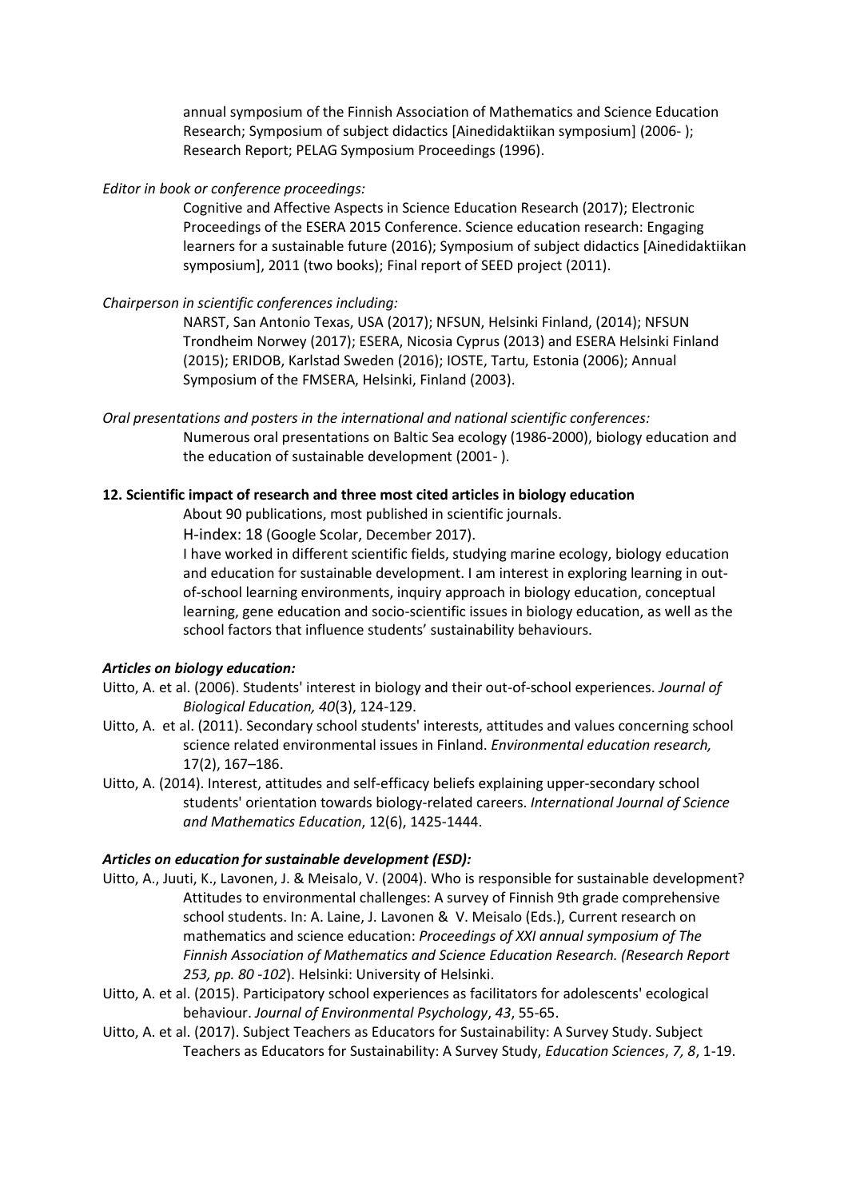annual symposium of the Finnish Association of Mathematics and Science Education Research; Symposium of subject didactics [Ainedidaktiikan symposium] (2006- ); Research Report; PELAG Symposium Proceedings (1996).

*Editor in book or conference proceedings:*

Cognitive and Affective Aspects in Science Education Research (2017); Electronic Proceedings of the ESERA 2015 Conference. Science education research: Engaging learners for a sustainable future (2016); Symposium of subject didactics [Ainedidaktiikan symposium], 2011 (two books); Final report of SEED project (2011).

*Chairperson in scientific conferences including:*

NARST, San Antonio Texas, USA (2017); NFSUN, Helsinki Finland, (2014); NFSUN Trondheim Norwey (2017); ESERA, Nicosia Cyprus (2013) and ESERA Helsinki Finland (2015); ERIDOB, Karlstad Sweden (2016); IOSTE, Tartu, Estonia (2006); Annual Symposium of the FMSERA, Helsinki, Finland (2003).

*Oral presentations and posters in the international and national scientific conferences:*

Numerous oral presentations on Baltic Sea ecology (1986-2000), biology education and the education of sustainable development (2001- ).

**12. Scientific impact of research and three most cited articles in biology education**

About 90 publications, most published in scientific journals.

H-index: 18 (Google Scolar, December 2017).

I have worked in different scientific fields, studying marine ecology, biology education and education for sustainable development. I am interest in exploring learning in out-of-school learning environments, inquiry approach in biology education, conceptual learning, gene education and socio-scientific issues in biology education, as well as the school factors that influence students' sustainability behaviours.

***Articles on biology education:***

Uitto, A. et al. (2006). Students' interest in biology and their out-of-school experiences. *Journal of Biological Education, 40*(3), 124-129.

Uitto, A. et al. (2011). Secondary school students' interests, attitudes and values concerning school science related environmental issues in Finland. *Environmental education research,* 17(2), 167–186.

Uitto, A. (2014). Interest, attitudes and self-efficacy beliefs explaining upper-secondary school students' orientation towards biology-related careers. *International Journal of Science and Mathematics Education*, 12(6), 1425-1444.

***Articles on education for sustainable development (ESD):***

Uitto, A., Juuti, K., Lavonen, J. & Meisalo, V. (2004). Who is responsible for sustainable development? Attitudes to environmental challenges: A survey of Finnish 9th grade comprehensive school students. In: A. Laine, J. Lavonen & V. Meisalo (Eds.), Current research on mathematics and science education: *Proceedings of XXI annual symposium of The Finnish Association of Mathematics and Science Education Research. (Research Report 253, pp. 80 -102*). Helsinki: University of Helsinki.

Uitto, A. et al. (2015). Participatory school experiences as facilitators for adolescents' ecological behaviour. *Journal of Environmental Psychology*, *43*, 55-65.

Uitto, A. et al. (2017). Subject Teachers as Educators for Sustainability: A Survey Study. Subject Teachers as Educators for Sustainability: A Survey Study, *Education Sciences*, *7, 8*, 1-19.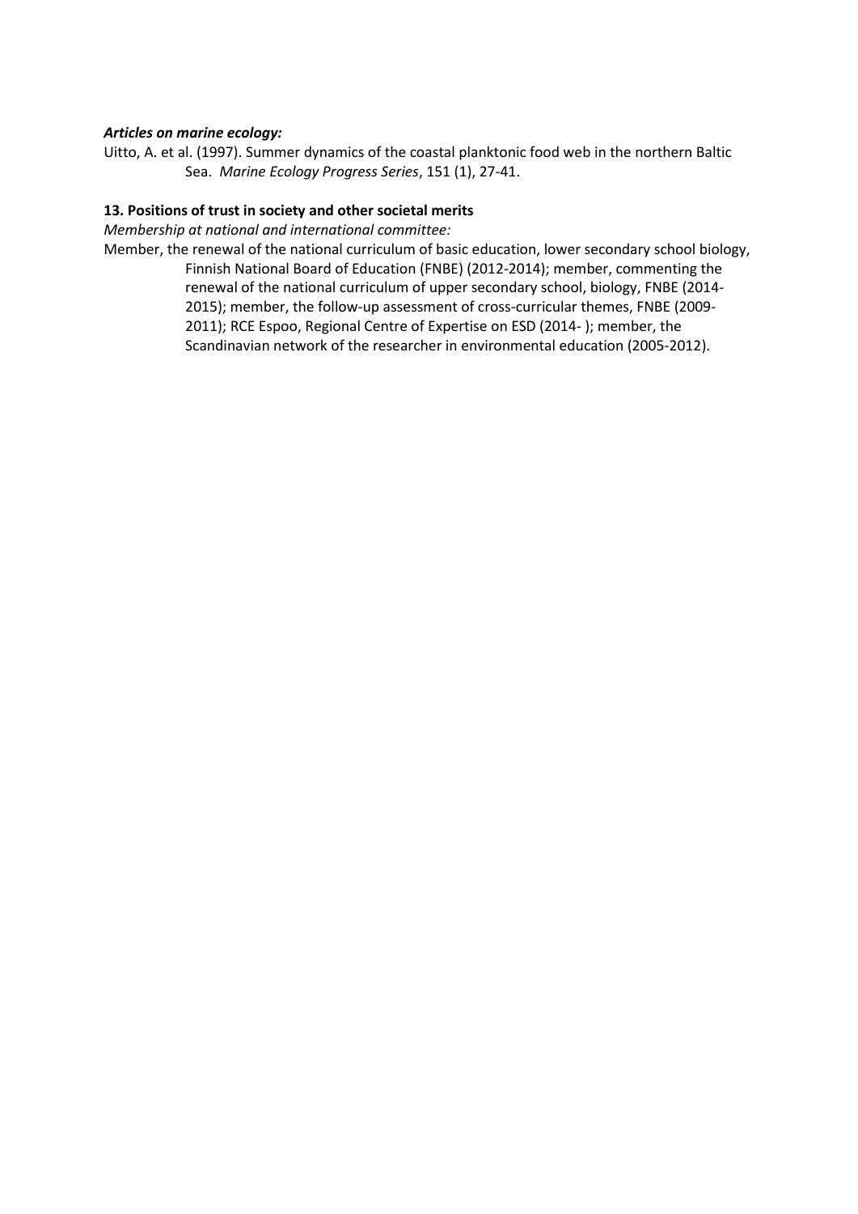***Articles on marine ecology:***

Uitto, A. et al. (1997). Summer dynamics of the coastal planktonic food web in the northern Baltic Sea. *Marine Ecology Progress Series*, 151 (1), 27-41.

**13. Positions of trust in society and other societal merits**

*Membership at national and international committee:*

Member, the renewal of the national curriculum of basic education, lower secondary school biology, Finnish National Board of Education (FNBE) (2012-2014); member, commenting the renewal of the national curriculum of upper secondary school, biology, FNBE (2014-2015); member, the follow-up assessment of cross-curricular themes, FNBE (2009-2011); RCE Espoo, Regional Centre of Expertise on ESD (2014- ); member, the Scandinavian network of the researcher in environmental education (2005-2012).